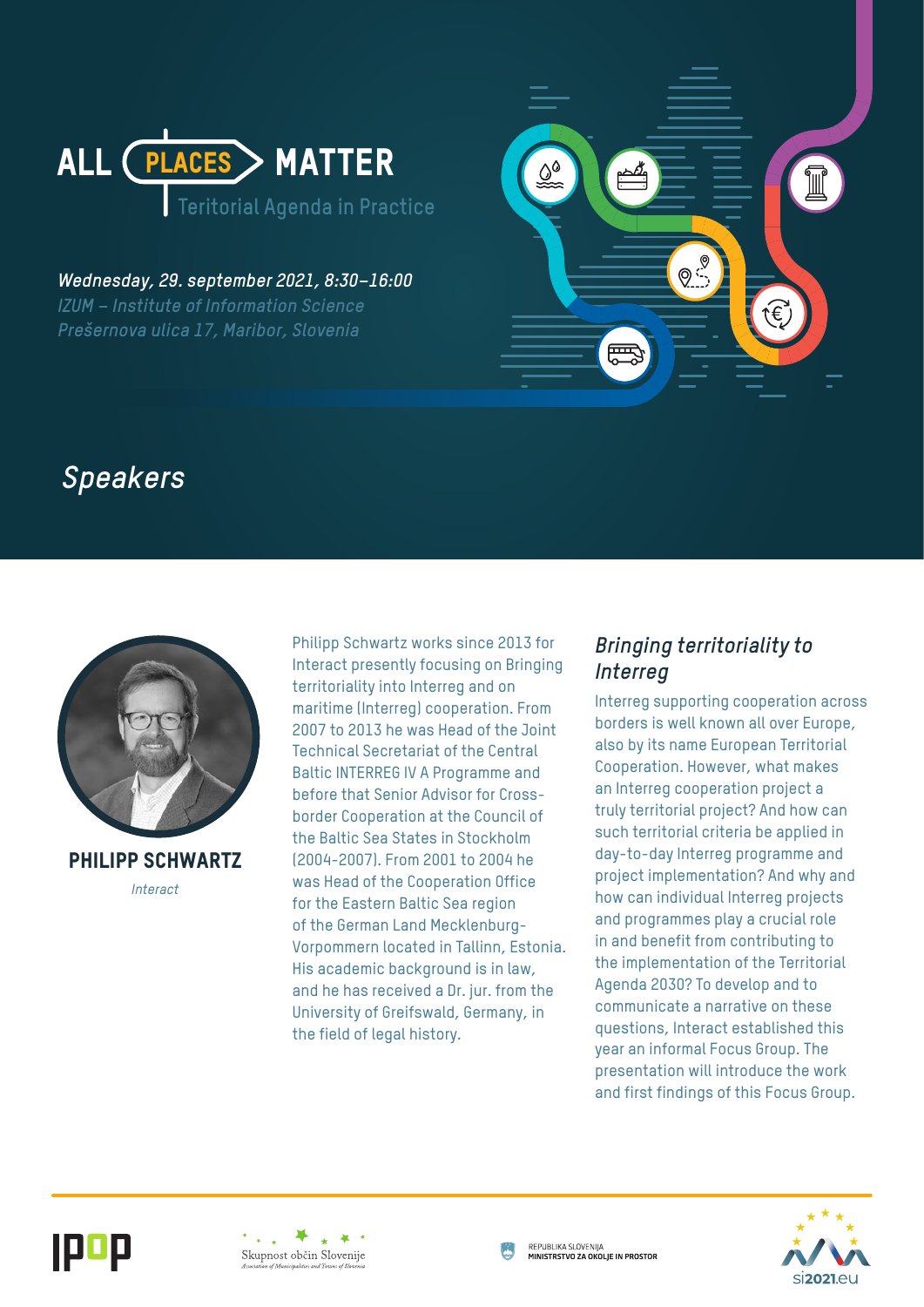# ALL PLACES MATTER

Teritorial Agenda in Practice

***Wednesday, 29. september 2021, 8:30–16:00***

*IZUM – Institute of Information Science*

*Prešernova ulica 17, Maribor, Slovenia*

## *Speakers*

**PHILIPP SCHWARTZ**

*Interact*

Philipp Schwartz works since 2013 for Interact presently focusing on Bringing territoriality into Interreg and on maritime (Interreg) cooperation. From 2007 to 2013 he was Head of the Joint Technical Secretariat of the Central Baltic INTERREG IV A Programme and before that Senior Advisor for Cross-border Cooperation at the Council of the Baltic Sea States in Stockholm (2004-2007). From 2001 to 2004 he was Head of the Cooperation Office for the Eastern Baltic Sea region of the German Land Mecklenburg-Vorpommern located in Tallinn, Estonia. His academic background is in law, and he has received a Dr. jur. from the University of Greifswald, Germany, in the field of legal history.

### *Bringing territoriality to Interreg*

Interreg supporting cooperation across borders is well known all over Europe, also by its name European Territorial Cooperation. However, what makes an Interreg cooperation project a truly territorial project? And how can such territorial criteria be applied in day-to-day Interreg programme and project implementation? And why and how can individual Interreg projects and programmes play a crucial role in and benefit from contributing to the implementation of the Territorial Agenda 2030? To develop and to communicate a narrative on these questions, Interact established this year an informal Focus Group. The presentation will introduce the work and first findings of this Focus Group.

IPoP

Skupnost občin Slovenije
Association of Municipalities and Towns of Slovenia

REPUBLIKA SLOVENIJA
MINISTRSTVO ZA OKOLJE IN PROSTOR

si2021.eu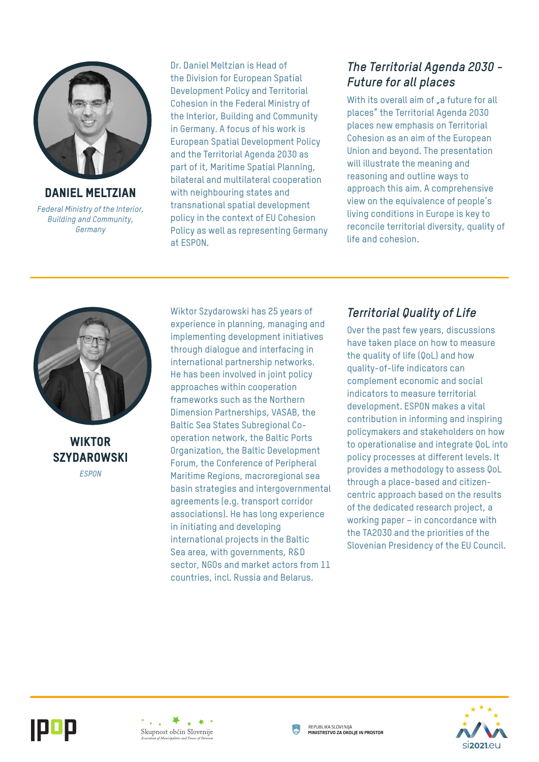## DANIEL MELTZIAN

*Federal Ministry of the Interior, Building and Community, Germany*

Dr. Daniel Meltzian is Head of the Division for European Spatial Development Policy and Territorial Cohesion in the Federal Ministry of the Interior, Building and Community in Germany. A focus of his work is European Spatial Development Policy and the Territorial Agenda 2030 as part of it, Maritime Spatial Planning, bilateral and multilateral cooperation with neighbouring states and transnational spatial development policy in the context of EU Cohesion Policy as well as representing Germany at ESPON.

### *The Territorial Agenda 2030 - Future for all places*

With its overall aim of „a future for all places" the Territorial Agenda 2030 places new emphasis on Territorial Cohesion as an aim of the European Union and beyond. The presentation will illustrate the meaning and reasoning and outline ways to approach this aim. A comprehensive view on the equivalence of people's living conditions in Europe is key to reconcile territorial diversity, quality of life and cohesion.

---

## WIKTOR SZYDAROWSKI

*ESPON*

Wiktor Szydarowski has 25 years of experience in planning, managing and implementing development initiatives through dialogue and interfacing in international partnership networks. He has been involved in joint policy approaches within cooperation frameworks such as the Northern Dimension Partnerships, VASAB, the Baltic Sea States Subregional Co-operation network, the Baltic Ports Organization, the Baltic Development Forum, the Conference of Peripheral Maritime Regions, macroregional sea basin strategies and intergovernmental agreements (e.g. transport corridor associations). He has long experience in initiating and developing international projects in the Baltic Sea area, with governments, R&D sector, NGOs and market actors from 11 countries, incl. Russia and Belarus.

### *Territorial Quality of Life*

Over the past few years, discussions have taken place on how to measure the quality of life (QoL) and how quality-of-life indicators can complement economic and social indicators to measure territorial development. ESPON makes a vital contribution in informing and inspiring policymakers and stakeholders on how to operationalise and integrate QoL into policy processes at different levels. It provides a methodology to assess QoL through a place-based and citizen-centric approach based on the results of the dedicated research project, a working paper – in concordance with the TA2030 and the priorities of the Slovenian Presidency of the EU Council.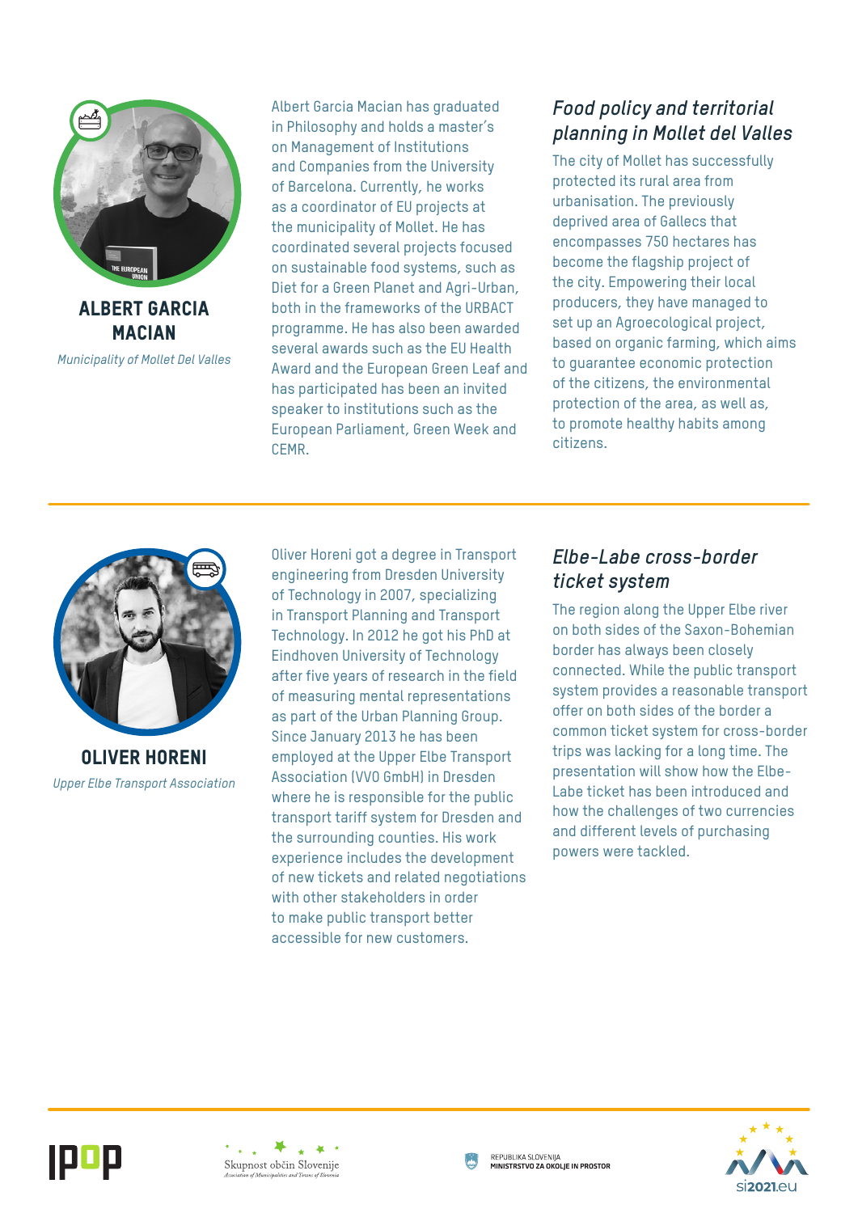**ALBERT GARCIA MACIAN**

*Municipality of Mollet Del Valles*

Albert Garcia Macian has graduated in Philosophy and holds a master's on Management of Institutions and Companies from the University of Barcelona. Currently, he works as a coordinator of EU projects at the municipality of Mollet. He has coordinated several projects focused on sustainable food systems, such as Diet for a Green Planet and Agri-Urban, both in the frameworks of the URBACT programme. He has also been awarded several awards such as the EU Health Award and the European Green Leaf and has participated has been an invited speaker to institutions such as the European Parliament, Green Week and CEMR.

### *Food policy and territorial planning in Mollet del Valles*

The city of Mollet has successfully protected its rural area from urbanisation. The previously deprived area of Gallecs that encompasses 750 hectares has become the flagship project of the city. Empowering their local producers, they have managed to set up an Agroecological project, based on organic farming, which aims to guarantee economic protection of the citizens, the environmental protection of the area, as well as, to promote healthy habits among citizens.

---

**OLIVER HORENI**

*Upper Elbe Transport Association*

Oliver Horeni got a degree in Transport engineering from Dresden University of Technology in 2007, specializing in Transport Planning and Transport Technology. In 2012 he got his PhD at Eindhoven University of Technology after five years of research in the field of measuring mental representations as part of the Urban Planning Group. Since January 2013 he has been employed at the Upper Elbe Transport Association (VVO GmbH) in Dresden where he is responsible for the public transport tariff system for Dresden and the surrounding counties. His work experience includes the development of new tickets and related negotiations with other stakeholders in order to make public transport better accessible for new customers.

### *Elbe-Labe cross-border ticket system*

The region along the Upper Elbe river on both sides of the Saxon-Bohemian border has always been closely connected. While the public transport system provides a reasonable transport offer on both sides of the border a common ticket system for cross-border trips was lacking for a long time. The presentation will show how the Elbe-Labe ticket has been introduced and how the challenges of two currencies and different levels of purchasing powers were tackled.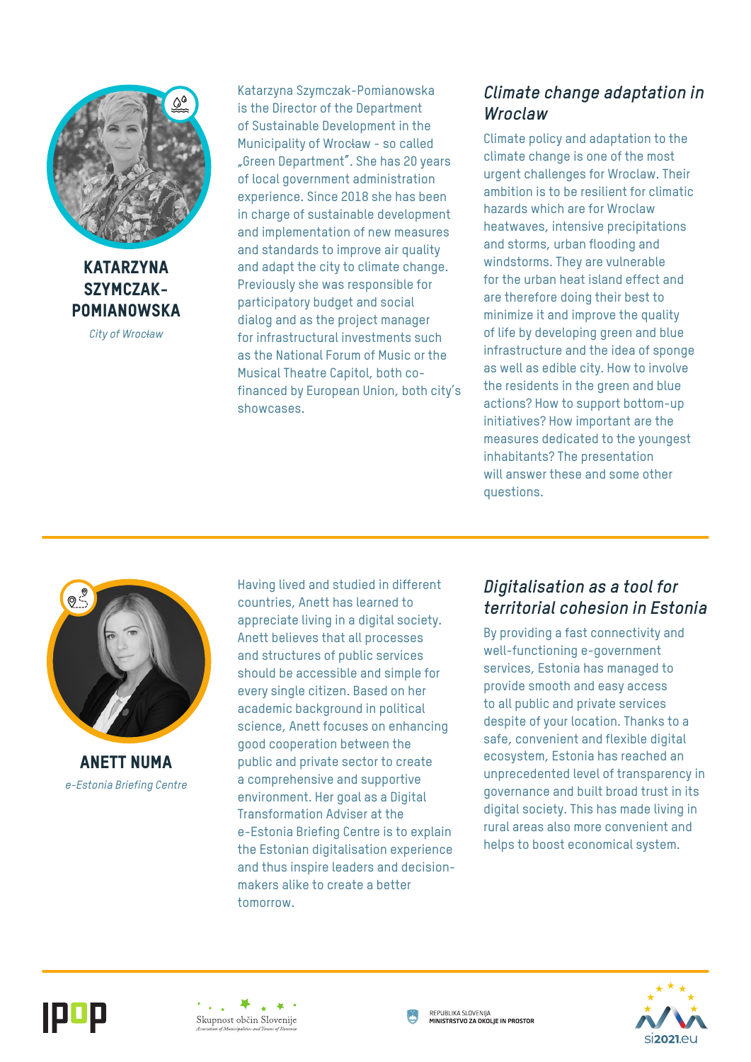## KATARZYNA SZYMCZAK-POMIANOWSKA

*City of Wrocław*

Katarzyna Szymczak-Pomianowska is the Director of the Department of Sustainable Development in the Municipality of Wrocław - so called „Green Department". She has 20 years of local government administration experience. Since 2018 she has been in charge of sustainable development and implementation of new measures and standards to improve air quality and adapt the city to climate change. Previously she was responsible for participatory budget and social dialog and as the project manager for infrastructural investments such as the National Forum of Music or the Musical Theatre Capitol, both co-financed by European Union, both city's showcases.

### *Climate change adaptation in Wroclaw*

Climate policy and adaptation to the climate change is one of the most urgent challenges for Wroclaw. Their ambition is to be resilient for climatic hazards which are for Wroclaw heatwaves, intensive precipitations and storms, urban flooding and windstorms. They are vulnerable for the urban heat island effect and are therefore doing their best to minimize it and improve the quality of life by developing green and blue infrastructure and the idea of sponge as well as edible city. How to involve the residents in the green and blue actions? How to support bottom-up initiatives? How important are the measures dedicated to the youngest inhabitants? The presentation will answer these and some other questions.

---

## ANETT NUMA

*e-Estonia Briefing Centre*

Having lived and studied in different countries, Anett has learned to appreciate living in a digital society. Anett believes that all processes and structures of public services should be accessible and simple for every single citizen. Based on her academic background in political science, Anett focuses on enhancing good cooperation between the public and private sector to create a comprehensive and supportive environment. Her goal as a Digital Transformation Adviser at the e-Estonia Briefing Centre is to explain the Estonian digitalisation experience and thus inspire leaders and decision-makers alike to create a better tomorrow.

### *Digitalisation as a tool for territorial cohesion in Estonia*

By providing a fast connectivity and well-functioning e-government services, Estonia has managed to provide smooth and easy access to all public and private services despite of your location. Thanks to a safe, convenient and flexible digital ecosystem, Estonia has reached an unprecedented level of transparency in governance and built broad trust in its digital society. This has made living in rural areas also more convenient and helps to boost economical system.

---

IPoP | Skupnost občin Slovenije – Association of Municipalities and Towns of Slovenia | REPUBLIKA SLOVENIJA MINISTRSTVO ZA OKOLJE IN PROSTOR | si2021.eu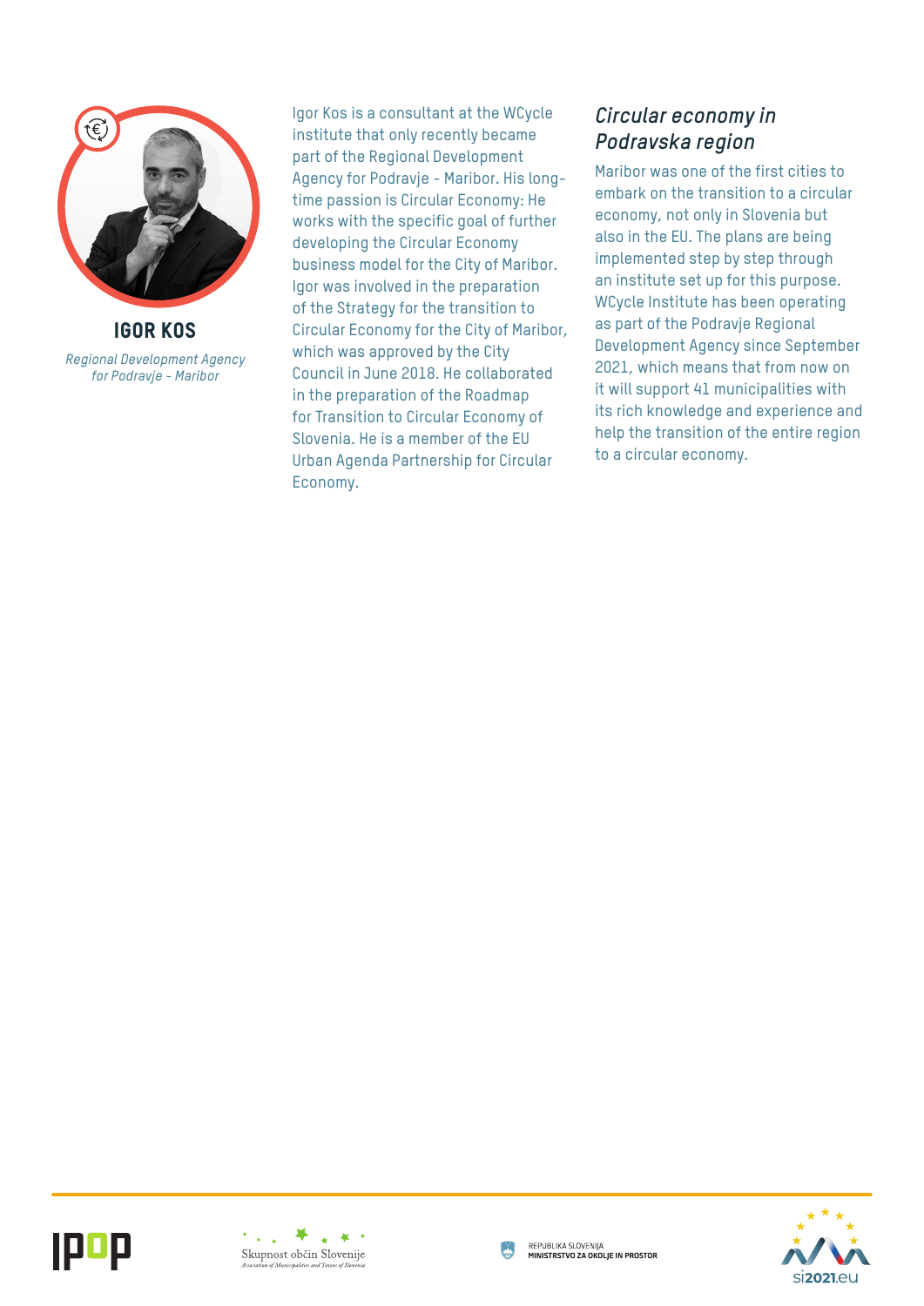**IGOR KOS**

*Regional Development Agency for Podravje - Maribor*

Igor Kos is a consultant at the WCycle institute that only recently became part of the Regional Development Agency for Podravje - Maribor. His long-time passion is Circular Economy: He works with the specific goal of further developing the Circular Economy business model for the City of Maribor. Igor was involved in the preparation of the Strategy for the transition to Circular Economy for the City of Maribor, which was approved by the City Council in June 2018. He collaborated in the preparation of the Roadmap for Transition to Circular Economy of Slovenia. He is a member of the EU Urban Agenda Partnership for Circular Economy.

## *Circular economy in Podravska region*

Maribor was one of the first cities to embark on the transition to a circular economy, not only in Slovenia but also in the EU. The plans are being implemented step by step through an institute set up for this purpose. WCycle Institute has been operating as part of the Podravje Regional Development Agency since September 2021, which means that from now on it will support 41 municipalities with its rich knowledge and experience and help the transition of the entire region to a circular economy.